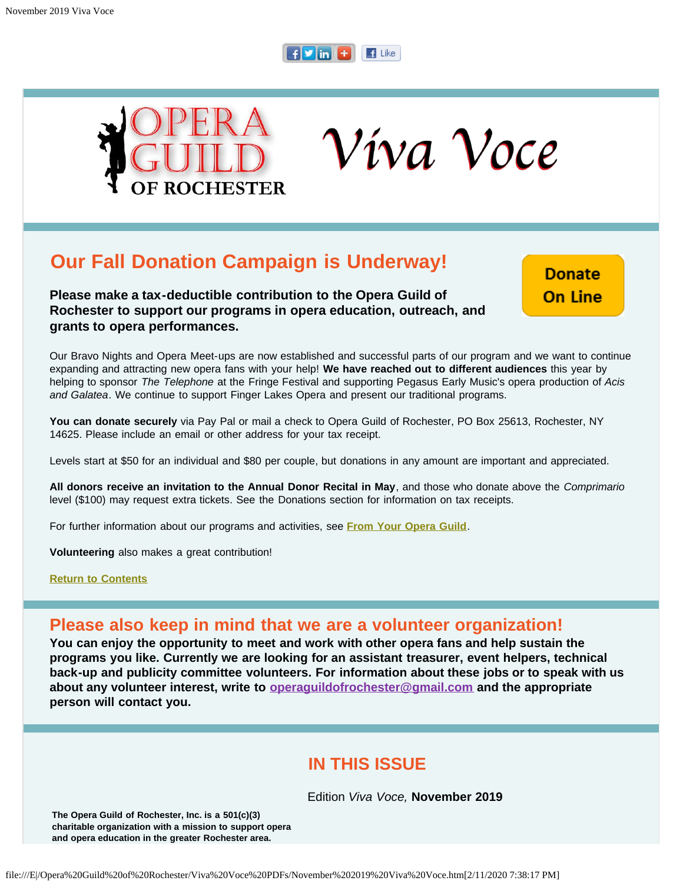OPERA GUILD OF ROCHESTER

*Viva Voce*

## Our Fall Donation Campaign is Underway!

Donate On Line

**Please make a tax-deductible contribution to the Opera Guild of Rochester to support our programs in opera education, outreach, and grants to opera performances.**

Our Bravo Nights and Opera Meet-ups are now established and successful parts of our program and we want to continue expanding and attracting new opera fans with your help! **We have reached out to different audiences** this year by helping to sponsor *The Telephone* at the Fringe Festival and supporting Pegasus Early Music's opera production of *Acis and Galatea*. We continue to support Finger Lakes Opera and present our traditional programs.

**You can donate securely** via Pay Pal or mail a check to Opera Guild of Rochester, PO Box 25613, Rochester, NY 14625. Please include an email or other address for your tax receipt.

Levels start at $50 for an individual and $80 per couple, but donations in any amount are important and appreciated.

**All donors receive an invitation to the Annual Donor Recital in May**, and those who donate above the *Comprimario* level ($100) may request extra tickets. See the Donations section for information on tax receipts.

For further information about our programs and activities, see **From Your Opera Guild**.

**Volunteering** also makes a great contribution!

**Return to Contents**

## Please also keep in mind that we are a volunteer organization!

**You can enjoy the opportunity to meet and work with other opera fans and help sustain the programs you like. Currently we are looking for an assistant treasurer, event helpers, technical back-up and publicity committee volunteers. For information about these jobs or to speak with us about any volunteer interest, write to operaguildofrochester@gmail.com and the appropriate person will contact you.**

## IN THIS ISSUE

Edition *Viva Voce,* **November 2019**

**The Opera Guild of Rochester, Inc. is a 501(c)(3) charitable organization with a mission to support opera and opera education in the greater Rochester area.**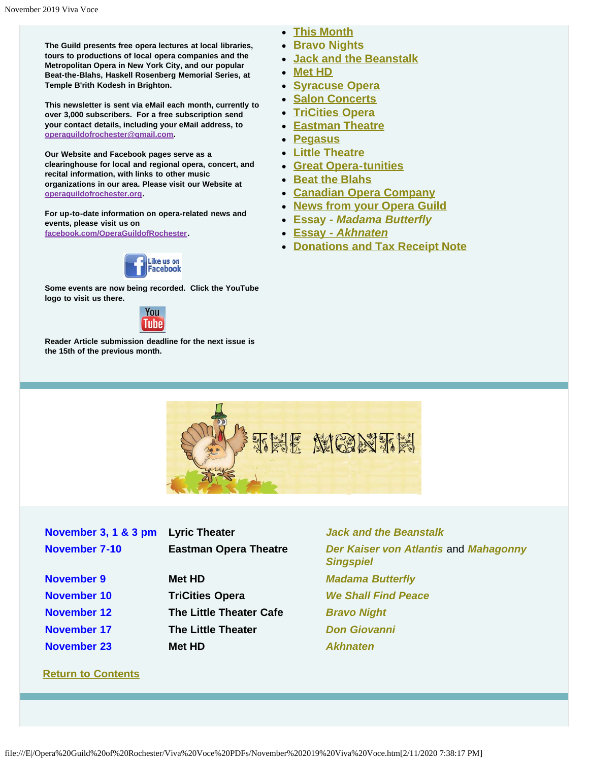**The Guild presents free opera lectures at local libraries, tours to productions of local opera companies and the Metropolitan Opera in New York City, and our popular Beat-the-Blahs, Haskell Rosenberg Memorial Series, at Temple B'rith Kodesh in Brighton.**

**This newsletter is sent via eMail each month, currently to over 3,000 subscribers. For a free subscription send your contact details, including your eMail address, to operaguildofrochester@gmail.com.**

**Our Website and Facebook pages serve as a clearinghouse for local and regional opera, concert, and recital information, with links to other music organizations in our area. Please visit our Website at operaguildofrochester.org.**

**For up-to-date information on opera-related news and events, please visit us on facebook.com/OperaGuildofRochester.**

**Some events are now being recorded. Click the YouTube logo to visit us there.**

**Reader Article submission deadline for the next issue is the 15th of the previous month.**

- This Month
- Bravo Nights
- Jack and the Beanstalk
- Met HD
- Syracuse Opera
- Salon Concerts
- TriCities Opera
- Eastman Theatre
- Pegasus
- Little Theatre
- Great Opera-tunities
- Beat the Blahs
- Canadian Opera Company
- News from your Opera Guild
- Essay - *Madama Butterfly*
- Essay - *Akhnaten*
- Donations and Tax Receipt Note

# THE MONTH

| | | |
|---|---|---|
| **November 3, 1 & 3 pm** | **Lyric Theater** | ***Jack and the Beanstalk*** |
| **November 7-10** | **Eastman Opera Theatre** | ***Der Kaiser von Atlantis*** and ***Mahagonny Singspiel*** |
| **November 9** | **Met HD** | ***Madama Butterfly*** |
| **November 10** | **TriCities Opera** | ***We Shall Find Peace*** |
| **November 12** | **The Little Theater Cafe** | ***Bravo Night*** |
| **November 17** | **The Little Theater** | ***Don Giovanni*** |
| **November 23** | **Met HD** | ***Akhnaten*** |

Return to Contents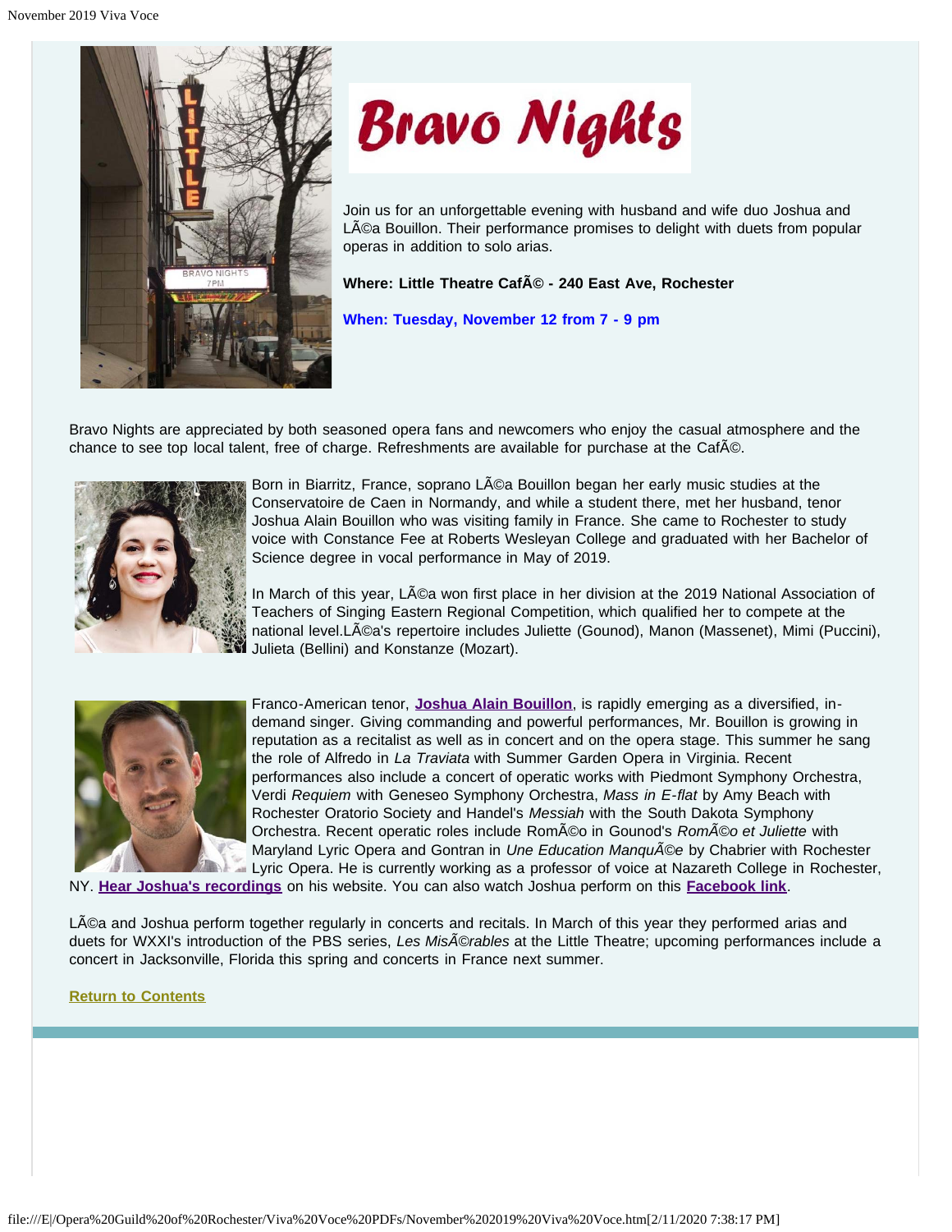# Bravo Nights

Join us for an unforgettable evening with husband and wife duo Joshua and LÃ©a Bouillon. Their performance promises to delight with duets from popular operas in addition to solo arias.

**Where: Little Theatre CafÃ© - 240 East Ave, Rochester**

**When: Tuesday, November 12 from 7 - 9 pm**

Bravo Nights are appreciated by both seasoned opera fans and newcomers who enjoy the casual atmosphere and the chance to see top local talent, free of charge. Refreshments are available for purchase at the CafÃ©.

Born in Biarritz, France, soprano LÃ©a Bouillon began her early music studies at the Conservatoire de Caen in Normandy, and while a student there, met her husband, tenor Joshua Alain Bouillon who was visiting family in France. She came to Rochester to study voice with Constance Fee at Roberts Wesleyan College and graduated with her Bachelor of Science degree in vocal performance in May of 2019.

In March of this year, LÃ©a won first place in her division at the 2019 National Association of Teachers of Singing Eastern Regional Competition, which qualified her to compete at the national level.LÃ©a's repertoire includes Juliette (Gounod), Manon (Massenet), Mimi (Puccini), Julieta (Bellini) and Konstanze (Mozart).

Franco-American tenor, **Joshua Alain Bouillon**, is rapidly emerging as a diversified, in-demand singer. Giving commanding and powerful performances, Mr. Bouillon is growing in reputation as a recitalist as well as in concert and on the opera stage. This summer he sang the role of Alfredo in *La Traviata* with Summer Garden Opera in Virginia. Recent performances also include a concert of operatic works with Piedmont Symphony Orchestra, Verdi *Requiem* with Geneseo Symphony Orchestra, *Mass in E-flat* by Amy Beach with Rochester Oratorio Society and Handel's *Messiah* with the South Dakota Symphony Orchestra. Recent operatic roles include RomÃ©o in Gounod's *RomÃ©o et Juliette* with Maryland Lyric Opera and Gontran in *Une Education ManquÃ©e* by Chabrier with Rochester Lyric Opera. He is currently working as a professor of voice at Nazareth College in Rochester, NY. **Hear Joshua's recordings** on his website. You can also watch Joshua perform on this **Facebook link**.

LÃ©a and Joshua perform together regularly in concerts and recitals. In March of this year they performed arias and duets for WXXI's introduction of the PBS series, *Les MisÃ©rables* at the Little Theatre; upcoming performances include a concert in Jacksonville, Florida this spring and concerts in France next summer.

**Return to Contents**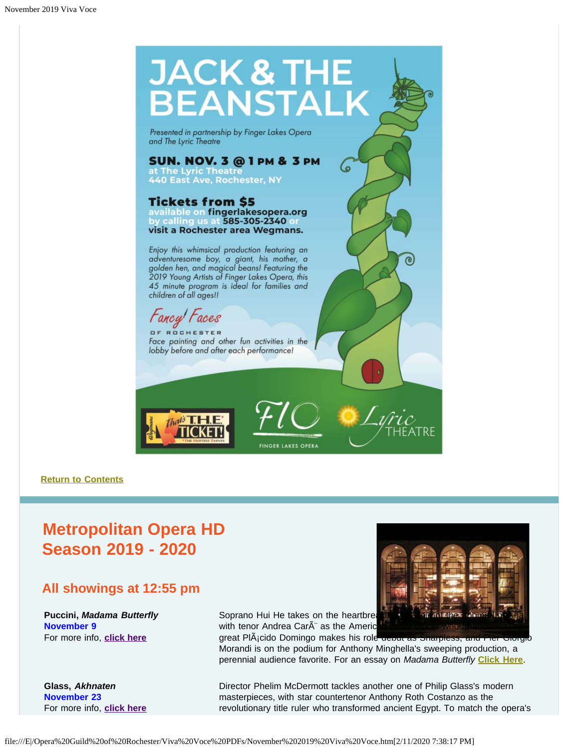# JACK & THE BEANSTALK

Presented in partnership by Finger Lakes Opera and The Lyric Theatre

**SUN. NOV. 3 @ 1 PM & 3 PM**
at The Lyric Theatre
440 East Ave, Rochester, NY

**Tickets from $5**
available on **fingerlakesopera.org**
by calling us at **585-305-2340** or
**visit a Rochester area Wegmans.**

*Enjoy this whimsical production featuring an adventuresome boy, a giant, his mother, a golden hen, and magical beans! Featuring the 2019 Young Artists of Finger Lakes Opera, this 45 minute program is ideal for families and children of all ages!!*

Fancy Faces OF ROCHESTER
*Face painting and other fun activities in the lobby before and after each performance!*

That's T.H.E. TICKET! · FLO FINGER LAKES OPERA · Lyric THEATRE

**Return to Contents**

## Metropolitan Opera HD Season 2019 - 2020

### All showings at 12:55 pm

**Puccini, *Madama Butterfly***
**November 9**
For more info, **click here**

Soprano Hui He takes on the heartbrea... role of the ... with tenor Andrea CarÃ¨ as the Americ... naval officer who abandons... The great PlÃ¡cido Domingo makes his role debut as Sharpless, and Pier Giorgio Morandi is on the podium for Anthony Minghella's sweeping production, a perennial audience favorite. For an essay on *Madama Butterfly* **Click Here**.

**Glass, *Akhnaten***
**November 23**
For more info, **click here**

Director Phelim McDermott tackles another one of Philip Glass's modern masterpieces, with star countertenor Anthony Roth Costanzo as the revolutionary title ruler who transformed ancient Egypt. To match the opera's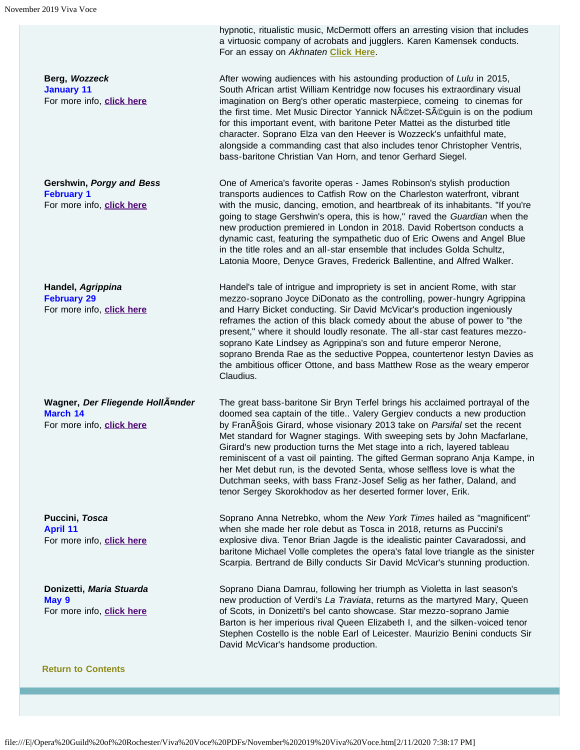hypnotic, ritualistic music, McDermott offers an arresting vision that includes a virtuosic company of acrobats and jugglers. Karen Kamensek conducts. For an essay on *Akhnaten* **Click Here**.

**Berg, *Wozzeck***
**January 11**
For more info, **click here**

After wowing audiences with his astounding production of *Lulu* in 2015, South African artist William Kentridge now focuses his extraordinary visual imagination on Berg's other operatic masterpiece, comeing to cinemas for the first time. Met Music Director Yannick NÃ©zet-SÃ©guin is on the podium for this important event, with baritone Peter Mattei as the disturbed title character. Soprano Elza van den Heever is Wozzeck's unfaithful mate, alongside a commanding cast that also includes tenor Christopher Ventris, bass-baritone Christian Van Horn, and tenor Gerhard Siegel.

**Gershwin, *Porgy and Bess***
**February 1**
For more info, **click here**

One of America's favorite operas - James Robinson's stylish production transports audiences to Catfish Row on the Charleston waterfront, vibrant with the music, dancing, emotion, and heartbreak of its inhabitants. "If you're going to stage Gershwin's opera, this is how," raved the *Guardian* when the new production premiered in London in 2018. David Robertson conducts a dynamic cast, featuring the sympathetic duo of Eric Owens and Angel Blue in the title roles and an all-star ensemble that includes Golda Schultz, Latonia Moore, Denyce Graves, Frederick Ballentine, and Alfred Walker.

**Handel, *Agrippina***
**February 29**
For more info, **click here**

Handel's tale of intrigue and impropriety is set in ancient Rome, with star mezzo-soprano Joyce DiDonato as the controlling, power-hungry Agrippina and Harry Bicket conducting. Sir David McVicar's production ingeniously reframes the action of this black comedy about the abuse of power to "the present," where it should loudly resonate. The all-star cast features mezzo-soprano Kate Lindsey as Agrippina's son and future emperor Nerone, soprano Brenda Rae as the seductive Poppea, countertenor Iestyn Davies as the ambitious officer Ottone, and bass Matthew Rose as the weary emperor Claudius.

**Wagner, *Der Fliegende HollÃ¤nder***
**March 14**
For more info, **click here**

The great bass-baritone Sir Bryn Terfel brings his acclaimed portrayal of the doomed sea captain of the title.. Valery Gergiev conducts a new production by FranÃ§ois Girard, whose visionary 2013 take on *Parsifal* set the recent Met standard for Wagner stagings. With sweeping sets by John Macfarlane, Girard's new production turns the Met stage into a rich, layered tableau reminiscent of a vast oil painting. The gifted German soprano Anja Kampe, in her Met debut run, is the devoted Senta, whose selfless love is what the Dutchman seeks, with bass Franz-Josef Selig as her father, Daland, and tenor Sergey Skorokhodov as her deserted former lover, Erik.

**Puccini, *Tosca***
**April 11**
For more info, **click here**

Soprano Anna Netrebko, whom the *New York Times* hailed as "magnificent" when she made her role debut as Tosca in 2018, returns as Puccini's explosive diva. Tenor Brian Jagde is the idealistic painter Cavaradossi, and baritone Michael Volle completes the opera's fatal love triangle as the sinister Scarpia. Bertrand de Billy conducts Sir David McVicar's stunning production.

**Donizetti, *Maria Stuarda***
**May 9**
For more info, **click here**

Soprano Diana Damrau, following her triumph as Violetta in last season's new production of Verdi's *La Traviata*, returns as the martyred Mary, Queen of Scots, in Donizetti's bel canto showcase. Star mezzo-soprano Jamie Barton is her imperious rival Queen Elizabeth I, and the silken-voiced tenor Stephen Costello is the noble Earl of Leicester. Maurizio Benini conducts Sir David McVicar's handsome production.

**Return to Contents**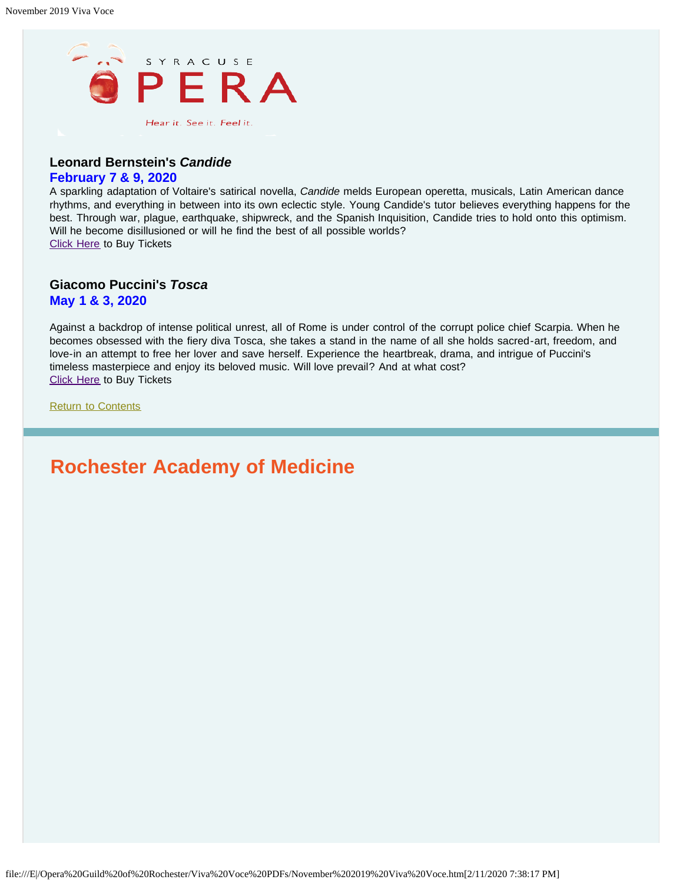### Leonard Bernstein's *Candide*

**February 7 & 9, 2020**

A sparkling adaptation of Voltaire's satirical novella, *Candide* melds European operetta, musicals, Latin American dance rhythms, and everything in between into its own eclectic style. Young Candide's tutor believes everything happens for the best. Through war, plague, earthquake, shipwreck, and the Spanish Inquisition, Candide tries to hold onto this optimism. Will he become disillusioned or will he find the best of all possible worlds?
Click Here to Buy Tickets

### Giacomo Puccini's *Tosca*

**May 1 & 3, 2020**

Against a backdrop of intense political unrest, all of Rome is under control of the corrupt police chief Scarpia. When he becomes obsessed with the fiery diva Tosca, she takes a stand in the name of all she holds sacred-art, freedom, and love-in an attempt to free her lover and save herself. Experience the heartbreak, drama, and intrigue of Puccini's timeless masterpiece and enjoy its beloved music. Will love prevail? And at what cost?
Click Here to Buy Tickets

Return to Contents

## Rochester Academy of Medicine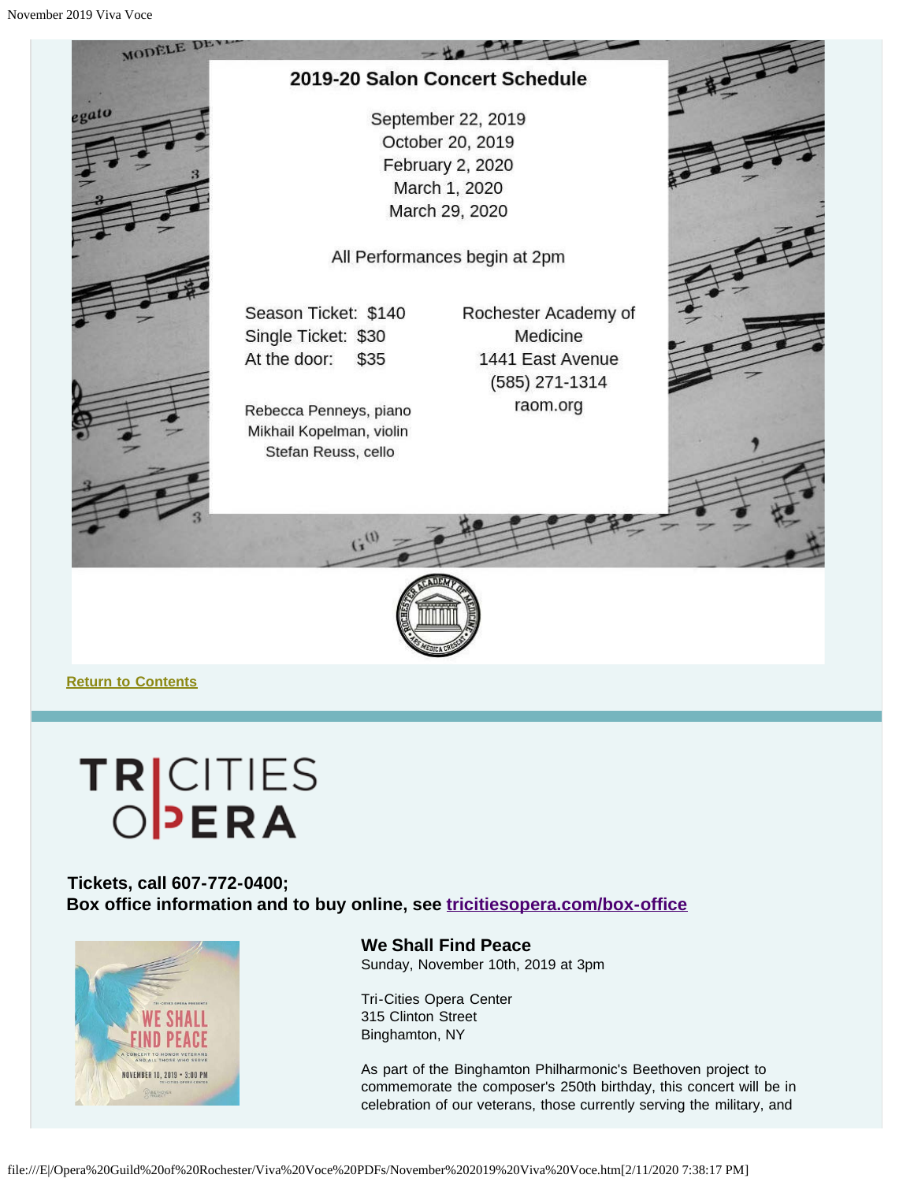## 2019-20 Salon Concert Schedule

September 22, 2019
October 20, 2019
February 2, 2020
March 1, 2020
March 29, 2020

All Performances begin at 2pm

Season Ticket: $140
Single Ticket: $30
At the door: $35

Rebecca Penneys, piano
Mikhail Kopelman, violin
Stefan Reuss, cello

Rochester Academy of Medicine
1441 East Avenue
(585) 271-1314
raom.org

Return to Contents

# TRI CITIES OPERA

**Tickets, call 607-772-0400;**
**Box office information and to buy online, see tricitiesopera.com/box-office**

**We Shall Find Peace**
Sunday, November 10th, 2019 at 3pm

Tri-Cities Opera Center
315 Clinton Street
Binghamton, NY

As part of the Binghamton Philharmonic's Beethoven project to commemorate the composer's 250th birthday, this concert will be in celebration of our veterans, those currently serving the military, and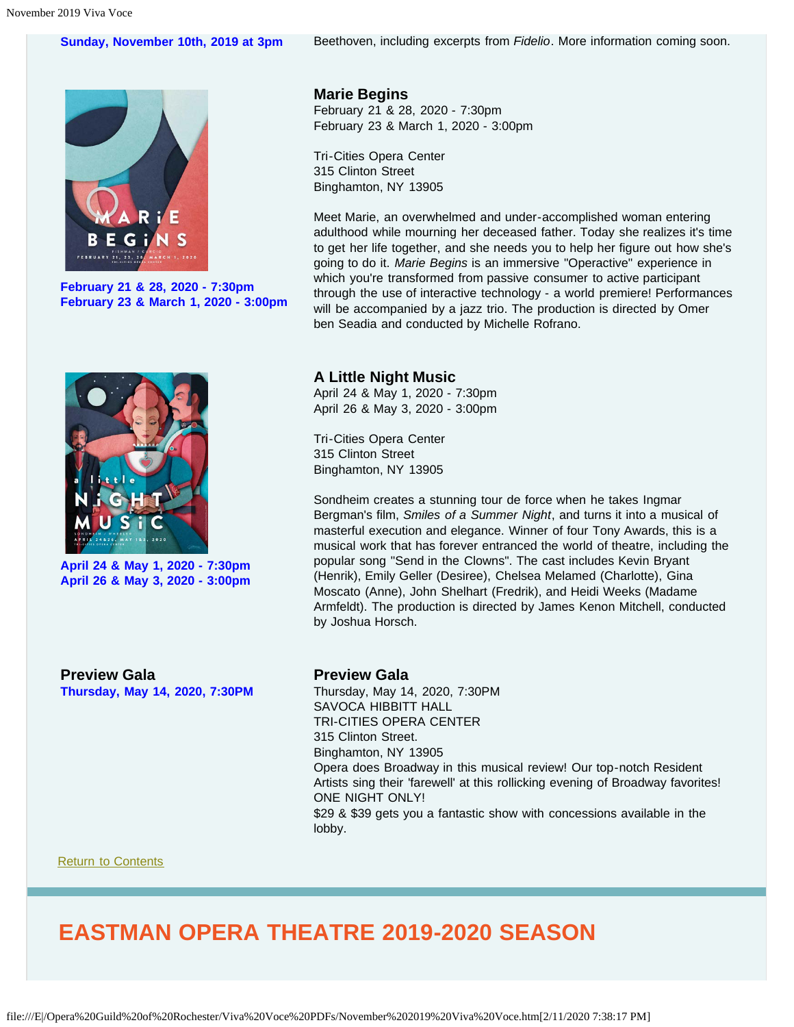**Sunday, November 10th, 2019 at 3pm**

Beethoven, including excerpts from *Fidelio*. More information coming soon.

**February 21 & 28, 2020 - 7:30pm**
**February 23 & March 1, 2020 - 3:00pm**

### Marie Begins

February 21 & 28, 2020 - 7:30pm
February 23 & March 1, 2020 - 3:00pm

Tri-Cities Opera Center
315 Clinton Street
Binghamton, NY 13905

Meet Marie, an overwhelmed and under-accomplished woman entering adulthood while mourning her deceased father. Today she realizes it's time to get her life together, and she needs you to help her figure out how she's going to do it. *Marie Begins* is an immersive "Operactive" experience in which you're transformed from passive consumer to active participant through the use of interactive technology - a world premiere! Performances will be accompanied by a jazz trio. The production is directed by Omer ben Seadia and conducted by Michelle Rofrano.

**April 24 & May 1, 2020 - 7:30pm**
**April 26 & May 3, 2020 - 3:00pm**

### A Little Night Music

April 24 & May 1, 2020 - 7:30pm
April 26 & May 3, 2020 - 3:00pm

Tri-Cities Opera Center
315 Clinton Street
Binghamton, NY 13905

Sondheim creates a stunning tour de force when he takes Ingmar Bergman's film, *Smiles of a Summer Night*, and turns it into a musical of masterful execution and elegance. Winner of four Tony Awards, this is a musical work that has forever entranced the world of theatre, including the popular song "Send in the Clowns". The cast includes Kevin Bryant (Henrik), Emily Geller (Desiree), Chelsea Melamed (Charlotte), Gina Moscato (Anne), John Shelhart (Fredrik), and Heidi Weeks (Madame Armfeldt). The production is directed by James Kenon Mitchell, conducted by Joshua Horsch.

**Preview Gala**
**Thursday, May 14, 2020, 7:30PM**

### Preview Gala

Thursday, May 14, 2020, 7:30PM
SAVOCA HIBBITT HALL
TRI-CITIES OPERA CENTER
315 Clinton Street.
Binghamton, NY 13905
Opera does Broadway in this musical review! Our top-notch Resident Artists sing their 'farewell' at this rollicking evening of Broadway favorites! ONE NIGHT ONLY!
$29 & $39 gets you a fantastic show with concessions available in the lobby.

Return to Contents

## EASTMAN OPERA THEATRE 2019-2020 SEASON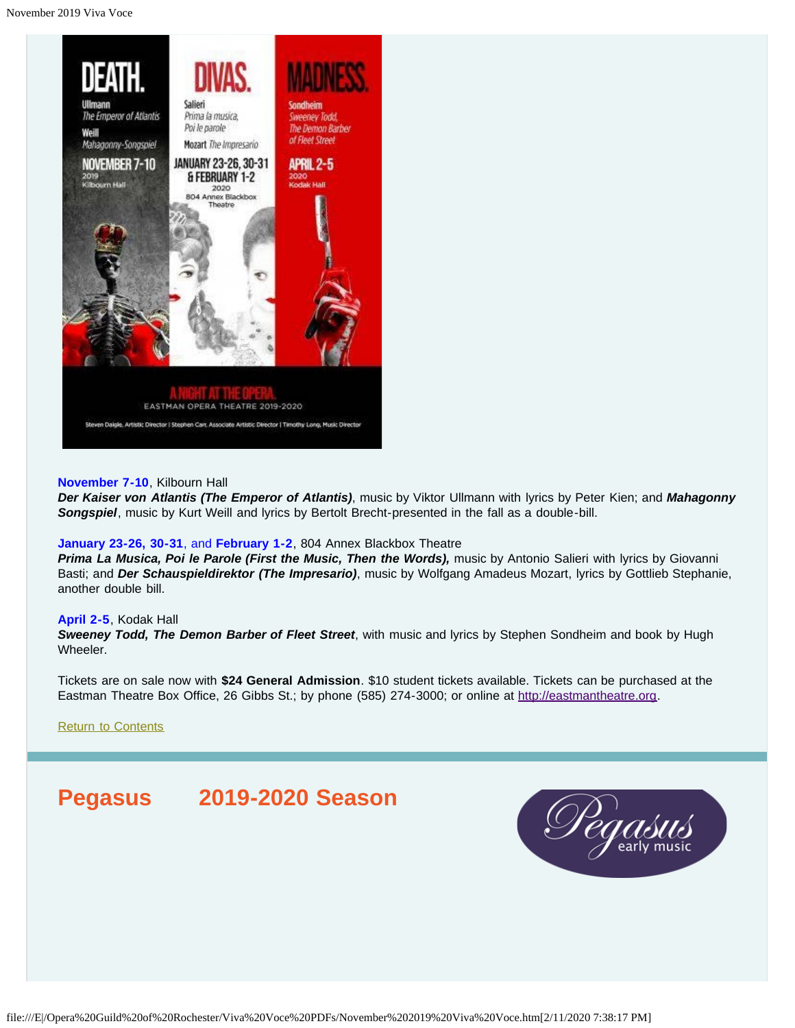November 7-10, Kilbourn Hall
***Der Kaiser von Atlantis (The Emperor of Atlantis)***, music by Viktor Ullmann with lyrics by Peter Kien; and ***Mahagonny Songspiel***, music by Kurt Weill and lyrics by Bertolt Brecht-presented in the fall as a double-bill.

January 23-26, 30-31, and February 1-2, 804 Annex Blackbox Theatre
***Prima La Musica, Poi le Parole (First the Music, Then the Words),*** music by Antonio Salieri with lyrics by Giovanni Basti; and ***Der Schauspieldirektor (The Impresario)***, music by Wolfgang Amadeus Mozart, lyrics by Gottlieb Stephanie, another double bill.

April 2-5, Kodak Hall
***Sweeney Todd, The Demon Barber of Fleet Street***, with music and lyrics by Stephen Sondheim and book by Hugh Wheeler.

Tickets are on sale now with **$24 General Admission**. $10 student tickets available. Tickets can be purchased at the Eastman Theatre Box Office, 26 Gibbs St.; by phone (585) 274-3000; or online at http://eastmantheatre.org.

Return to Contents

## Pegasus 2019-2020 Season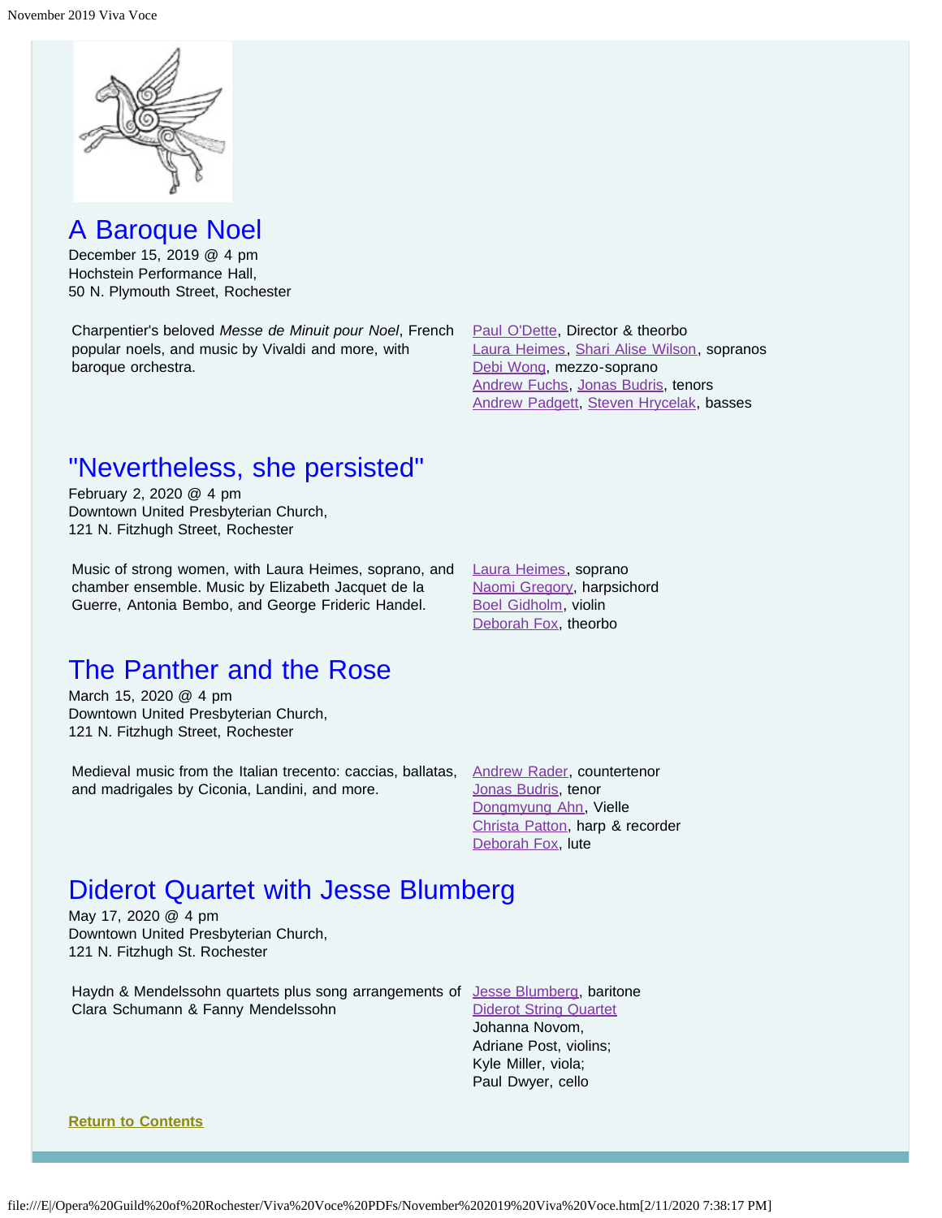## A Baroque Noel

December 15, 2019 @ 4 pm
Hochstein Performance Hall,
50 N. Plymouth Street, Rochester

Charpentier's beloved *Messe de Minuit pour Noel*, French popular noels, and music by Vivaldi and more, with baroque orchestra.

Paul O'Dette, Director & theorbo
Laura Heimes, Shari Alise Wilson, sopranos
Debi Wong, mezzo-soprano
Andrew Fuchs, Jonas Budris, tenors
Andrew Padgett, Steven Hrycelak, basses

## "Nevertheless, she persisted"

February 2, 2020 @ 4 pm
Downtown United Presbyterian Church,
121 N. Fitzhugh Street, Rochester

Music of strong women, with Laura Heimes, soprano, and chamber ensemble. Music by Elizabeth Jacquet de la Guerre, Antonia Bembo, and George Frideric Handel.

Laura Heimes, soprano
Naomi Gregory, harpsichord
Boel Gidholm, violin
Deborah Fox, theorbo

## The Panther and the Rose

March 15, 2020 @ 4 pm
Downtown United Presbyterian Church,
121 N. Fitzhugh Street, Rochester

Medieval music from the Italian trecento: caccias, ballatas, and madrigales by Ciconia, Landini, and more.

Andrew Rader, countertenor
Jonas Budris, tenor
Dongmyung Ahn, Vielle
Christa Patton, harp & recorder
Deborah Fox, lute

## Diderot Quartet with Jesse Blumberg

May 17, 2020 @ 4 pm
Downtown United Presbyterian Church,
121 N. Fitzhugh St. Rochester

Haydn & Mendelssohn quartets plus song arrangements of Clara Schumann & Fanny Mendelssohn

Jesse Blumberg, baritone
Diderot String Quartet
Johanna Novom,
Adriane Post, violins;
Kyle Miller, viola;
Paul Dwyer, cello

**Return to Contents**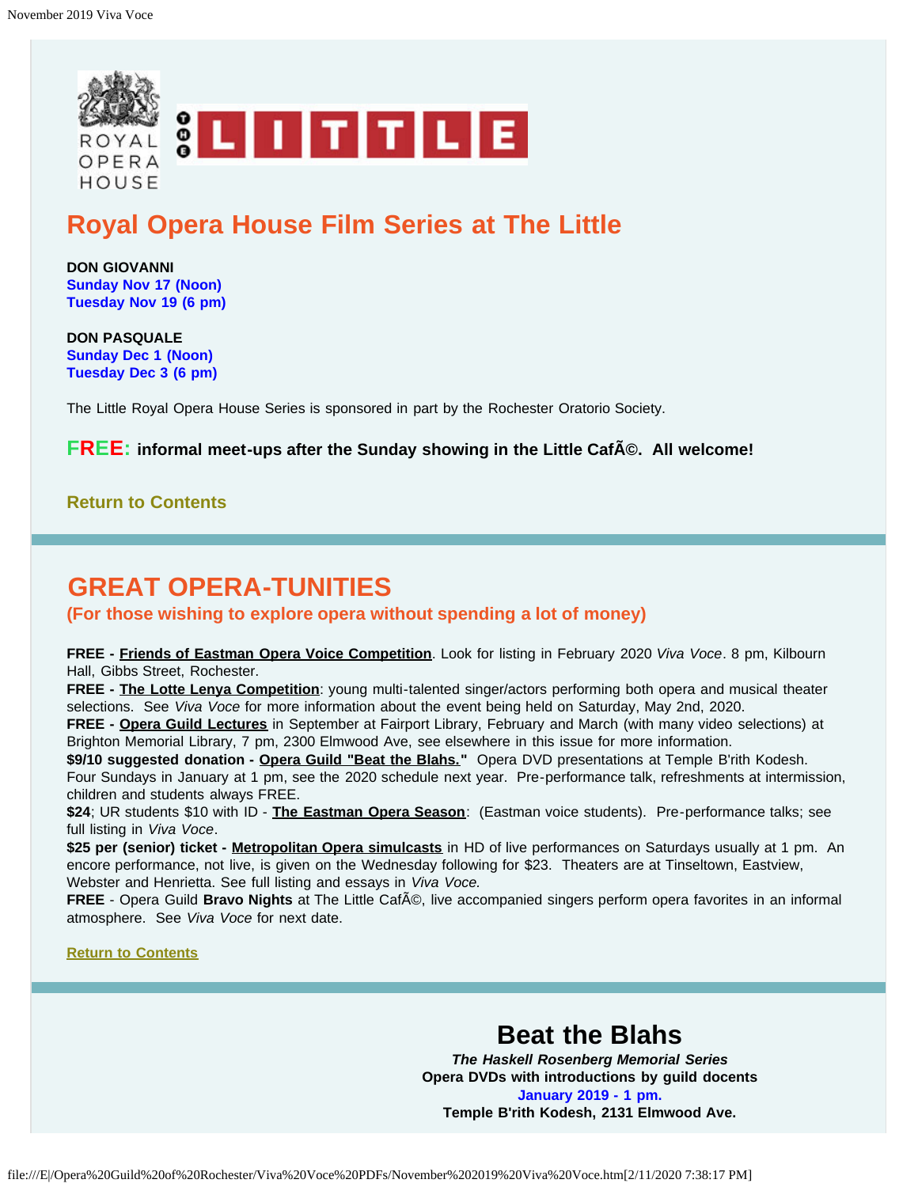## Royal Opera House Film Series at The Little

**DON GIOVANNI**
**Sunday Nov 17 (Noon)**
**Tuesday Nov 19 (6 pm)**

**DON PASQUALE**
**Sunday Dec 1 (Noon)**
**Tuesday Dec 3 (6 pm)**

The Little Royal Opera House Series is sponsored in part by the Rochester Oratorio Society.

**FREE: informal meet-ups after the Sunday showing in the Little CafÃ©. All welcome!**

**Return to Contents**

## GREAT OPERA-TUNITIES

### (For those wishing to explore opera without spending a lot of money)

**FREE - Friends of Eastman Opera Voice Competition**. Look for listing in February 2020 *Viva Voce*. 8 pm, Kilbourn Hall, Gibbs Street, Rochester.
**FREE - The Lotte Lenya Competition**: young multi-talented singer/actors performing both opera and musical theater selections. See *Viva Voce* for more information about the event being held on Saturday, May 2nd, 2020.
**FREE - Opera Guild Lectures** in September at Fairport Library, February and March (with many video selections) at Brighton Memorial Library, 7 pm, 2300 Elmwood Ave, see elsewhere in this issue for more information.
**$9/10 suggested donation - Opera Guild "Beat the Blahs."** Opera DVD presentations at Temple B'rith Kodesh. Four Sundays in January at 1 pm, see the 2020 schedule next year. Pre-performance talk, refreshments at intermission, children and students always FREE.
**$24**; UR students $10 with ID - **The Eastman Opera Season**: (Eastman voice students). Pre-performance talks; see full listing in *Viva Voce*.
**$25 per (senior) ticket - Metropolitan Opera simulcasts** in HD of live performances on Saturdays usually at 1 pm. An encore performance, not live, is given on the Wednesday following for $23. Theaters are at Tinseltown, Eastview, Webster and Henrietta. See full listing and essays in *Viva Voce.*
**FREE** - Opera Guild **Bravo Nights** at The Little CafÃ©, live accompanied singers perform opera favorites in an informal atmosphere. See *Viva Voce* for next date.

**Return to Contents**

## Beat the Blahs

***The Haskell Rosenberg Memorial Series***
**Opera DVDs with introductions by guild docents**
**January 2019 - 1 pm.**
**Temple B'rith Kodesh, 2131 Elmwood Ave.**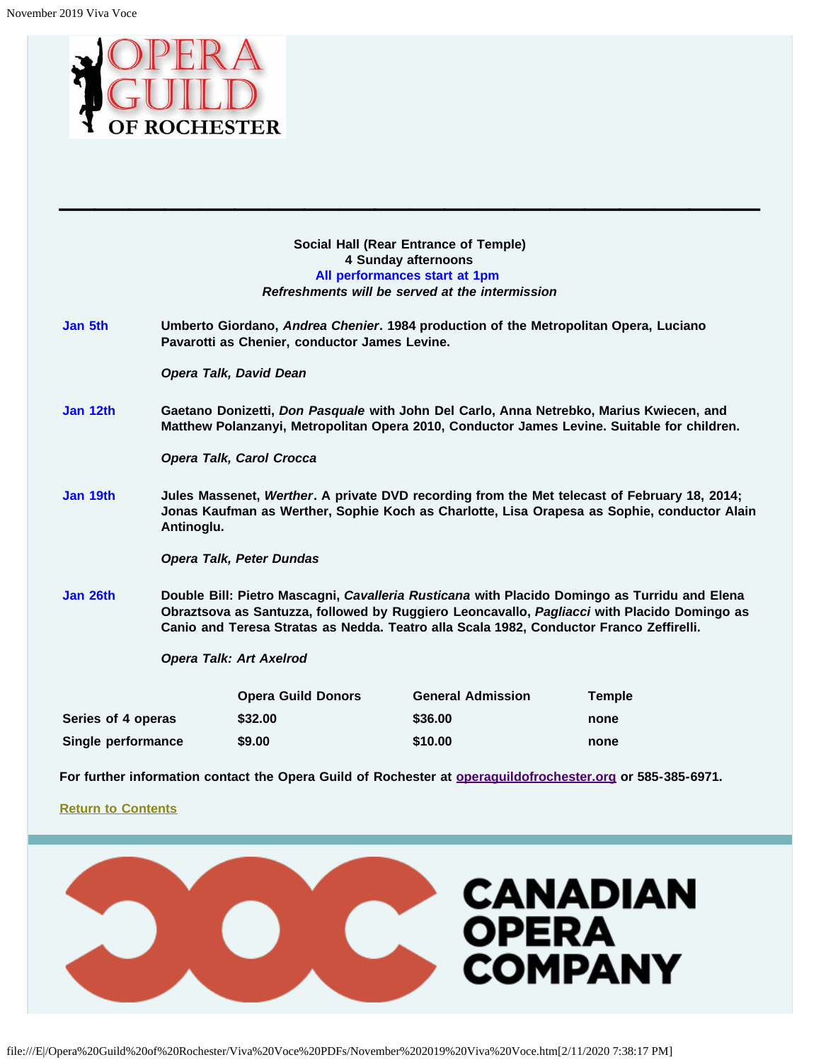OPERA GUILD OF ROCHESTER

---

**Social Hall (Rear Entrance of Temple)**
**4 Sunday afternoons**
**All performances start at 1pm**
***Refreshments will be served at the intermission***

**Jan 5th** — **Umberto Giordano, *Andrea Chenier*. 1984 production of the Metropolitan Opera, Luciano Pavarotti as Chenier, conductor James Levine.**

***Opera Talk, David Dean***

**Jan 12th** — **Gaetano Donizetti, *Don Pasquale* with John Del Carlo, Anna Netrebko, Marius Kwiecen, and Matthew Polanzanyi, Metropolitan Opera 2010, Conductor James Levine. Suitable for children.**

***Opera Talk, Carol Crocca***

**Jan 19th** — **Jules Massenet, *Werther*. A private DVD recording from the Met telecast of February 18, 2014; Jonas Kaufman as Werther, Sophie Koch as Charlotte, Lisa Orapesa as Sophie, conductor Alain Antinoglu.**

***Opera Talk, Peter Dundas***

**Jan 26th** — **Double Bill: Pietro Mascagni, *Cavalleria Rusticana* with Placido Domingo as Turridu and Elena Obraztsova as Santuzza, followed by Ruggiero Leoncavallo, *Pagliacci* with Placido Domingo as Canio and Teresa Stratas as Nedda. Teatro alla Scala 1982, Conductor Franco Zeffirelli.**

***Opera Talk: Art Axelrod***

| | Opera Guild Donors | General Admission | Temple |
|---|---|---|---|
| Series of 4 operas | $32.00 | $36.00 | none |
| Single performance | $9.00 | $10.00 | none |

**For further information contact the Opera Guild of Rochester at operaguildofrochester.org or 585-385-6971.**

Return to Contents

---

CANADIAN OPERA COMPANY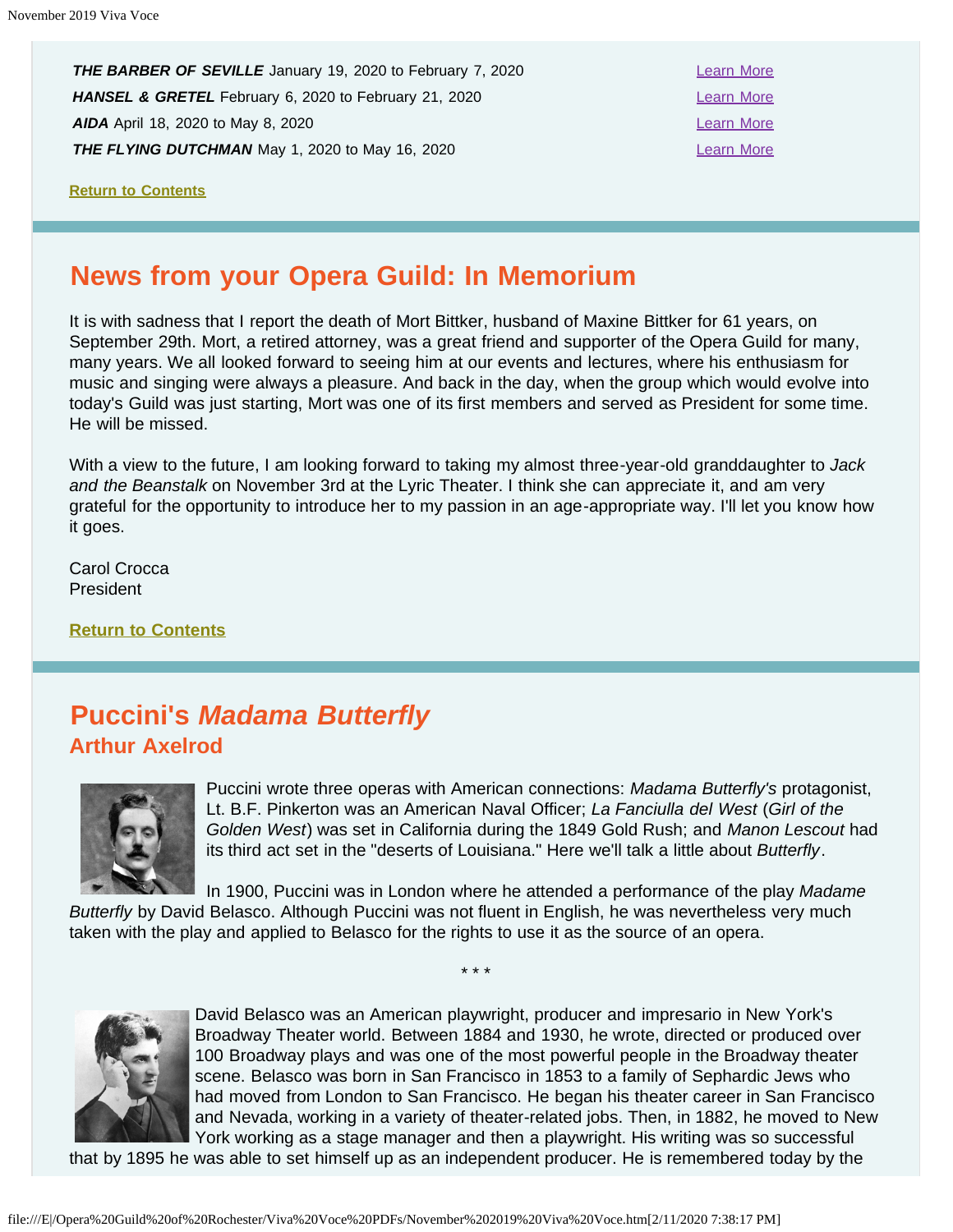| | |
|---|---|
| ***THE BARBER OF SEVILLE*** January 19, 2020 to February 7, 2020 | Learn More |
| ***HANSEL & GRETEL*** February 6, 2020 to February 21, 2020 | Learn More |
| ***AIDA*** April 18, 2020 to May 8, 2020 | Learn More |
| ***THE FLYING DUTCHMAN*** May 1, 2020 to May 16, 2020 | Learn More |

**Return to Contents**

## News from your Opera Guild: In Memorium

It is with sadness that I report the death of Mort Bittker, husband of Maxine Bittker for 61 years, on September 29th. Mort, a retired attorney, was a great friend and supporter of the Opera Guild for many, many years. We all looked forward to seeing him at our events and lectures, where his enthusiasm for music and singing were always a pleasure. And back in the day, when the group which would evolve into today's Guild was just starting, Mort was one of its first members and served as President for some time. He will be missed.

With a view to the future, I am looking forward to taking my almost three-year-old granddaughter to *Jack and the Beanstalk* on November 3rd at the Lyric Theater. I think she can appreciate it, and am very grateful for the opportunity to introduce her to my passion in an age-appropriate way. I'll let you know how it goes.

Carol Crocca
President

**Return to Contents**

## Puccini's *Madama Butterfly*

### Arthur Axelrod

Puccini wrote three operas with American connections: *Madama Butterfly's* protagonist, Lt. B.F. Pinkerton was an American Naval Officer; *La Fanciulla del West* (*Girl of the Golden West*) was set in California during the 1849 Gold Rush; and *Manon Lescout* had its third act set in the "deserts of Louisiana." Here we'll talk a little about *Butterfly*.

In 1900, Puccini was in London where he attended a performance of the play *Madame Butterfly* by David Belasco. Although Puccini was not fluent in English, he was nevertheless very much taken with the play and applied to Belasco for the rights to use it as the source of an opera.

\* \* \*

David Belasco was an American playwright, producer and impresario in New York's Broadway Theater world. Between 1884 and 1930, he wrote, directed or produced over 100 Broadway plays and was one of the most powerful people in the Broadway theater scene. Belasco was born in San Francisco in 1853 to a family of Sephardic Jews who had moved from London to San Francisco. He began his theater career in San Francisco and Nevada, working in a variety of theater-related jobs. Then, in 1882, he moved to New York working as a stage manager and then a playwright. His writing was so successful that by 1895 he was able to set himself up as an independent producer. He is remembered today by the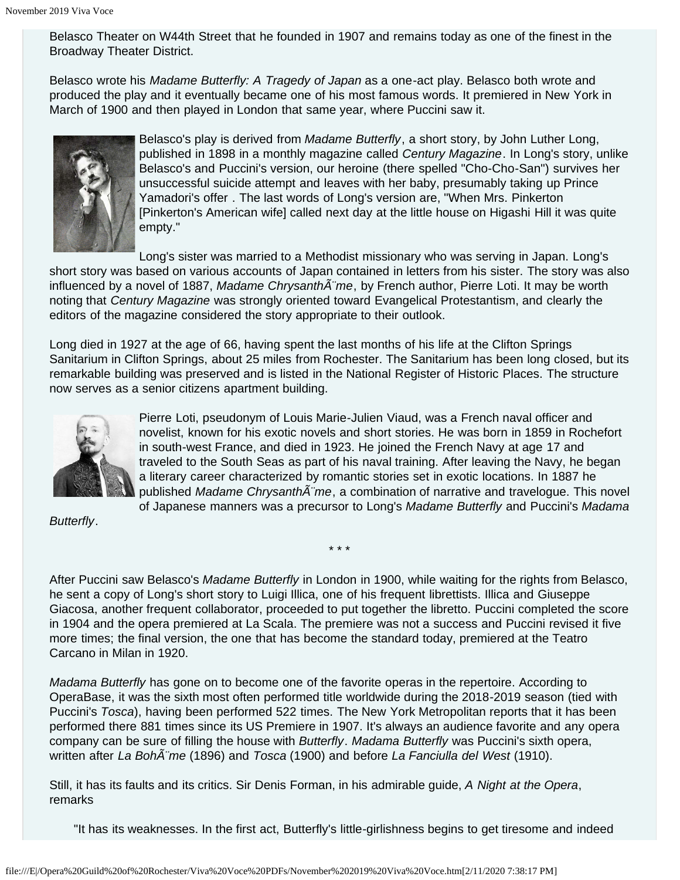Belasco Theater on W44th Street that he founded in 1907 and remains today as one of the finest in the Broadway Theater District.

Belasco wrote his *Madame Butterfly: A Tragedy of Japan* as a one-act play. Belasco both wrote and produced the play and it eventually became one of his most famous words. It premiered in New York in March of 1900 and then played in London that same year, where Puccini saw it.

Belasco's play is derived from *Madame Butterfly*, a short story, by John Luther Long, published in 1898 in a monthly magazine called *Century Magazine*. In Long's story, unlike Belasco's and Puccini's version, our heroine (there spelled "Cho-Cho-San") survives her unsuccessful suicide attempt and leaves with her baby, presumably taking up Prince Yamadori's offer . The last words of Long's version are, "When Mrs. Pinkerton [Pinkerton's American wife] called next day at the little house on Higashi Hill it was quite empty."

Long's sister was married to a Methodist missionary who was serving in Japan. Long's short story was based on various accounts of Japan contained in letters from his sister. The story was also influenced by a novel of 1887, *Madame ChrysanthÃ¨me*, by French author, Pierre Loti. It may be worth noting that *Century Magazine* was strongly oriented toward Evangelical Protestantism, and clearly the editors of the magazine considered the story appropriate to their outlook.

Long died in 1927 at the age of 66, having spent the last months of his life at the Clifton Springs Sanitarium in Clifton Springs, about 25 miles from Rochester. The Sanitarium has been long closed, but its remarkable building was preserved and is listed in the National Register of Historic Places. The structure now serves as a senior citizens apartment building.

Pierre Loti, pseudonym of Louis Marie-Julien Viaud, was a French naval officer and novelist, known for his exotic novels and short stories. He was born in 1859 in Rochefort in south-west France, and died in 1923. He joined the French Navy at age 17 and traveled to the South Seas as part of his naval training. After leaving the Navy, he began a literary career characterized by romantic stories set in exotic locations. In 1887 he published *Madame ChrysanthÃ¨me*, a combination of narrative and travelogue. This novel of Japanese manners was a precursor to Long's *Madame Butterfly* and Puccini's *Madama Butterfly*.

\* \* \*

After Puccini saw Belasco's *Madame Butterfly* in London in 1900, while waiting for the rights from Belasco, he sent a copy of Long's short story to Luigi Illica, one of his frequent librettists. Illica and Giuseppe Giacosa, another frequent collaborator, proceeded to put together the libretto. Puccini completed the score in 1904 and the opera premiered at La Scala. The premiere was not a success and Puccini revised it five more times; the final version, the one that has become the standard today, premiered at the Teatro Carcano in Milan in 1920.

*Madama Butterfly* has gone on to become one of the favorite operas in the repertoire. According to OperaBase, it was the sixth most often performed title worldwide during the 2018-2019 season (tied with Puccini's *Tosca*), having been performed 522 times. The New York Metropolitan reports that it has been performed there 881 times since its US Premiere in 1907. It's always an audience favorite and any opera company can be sure of filling the house with *Butterfly*. *Madama Butterfly* was Puccini's sixth opera, written after *La BohÃ¨me* (1896) and *Tosca* (1900) and before *La Fanciulla del West* (1910).

Still, it has its faults and its critics. Sir Denis Forman, in his admirable guide, *A Night at the Opera*, remarks

> "It has its weaknesses. In the first act, Butterfly's little-girlishness begins to get tiresome and indeed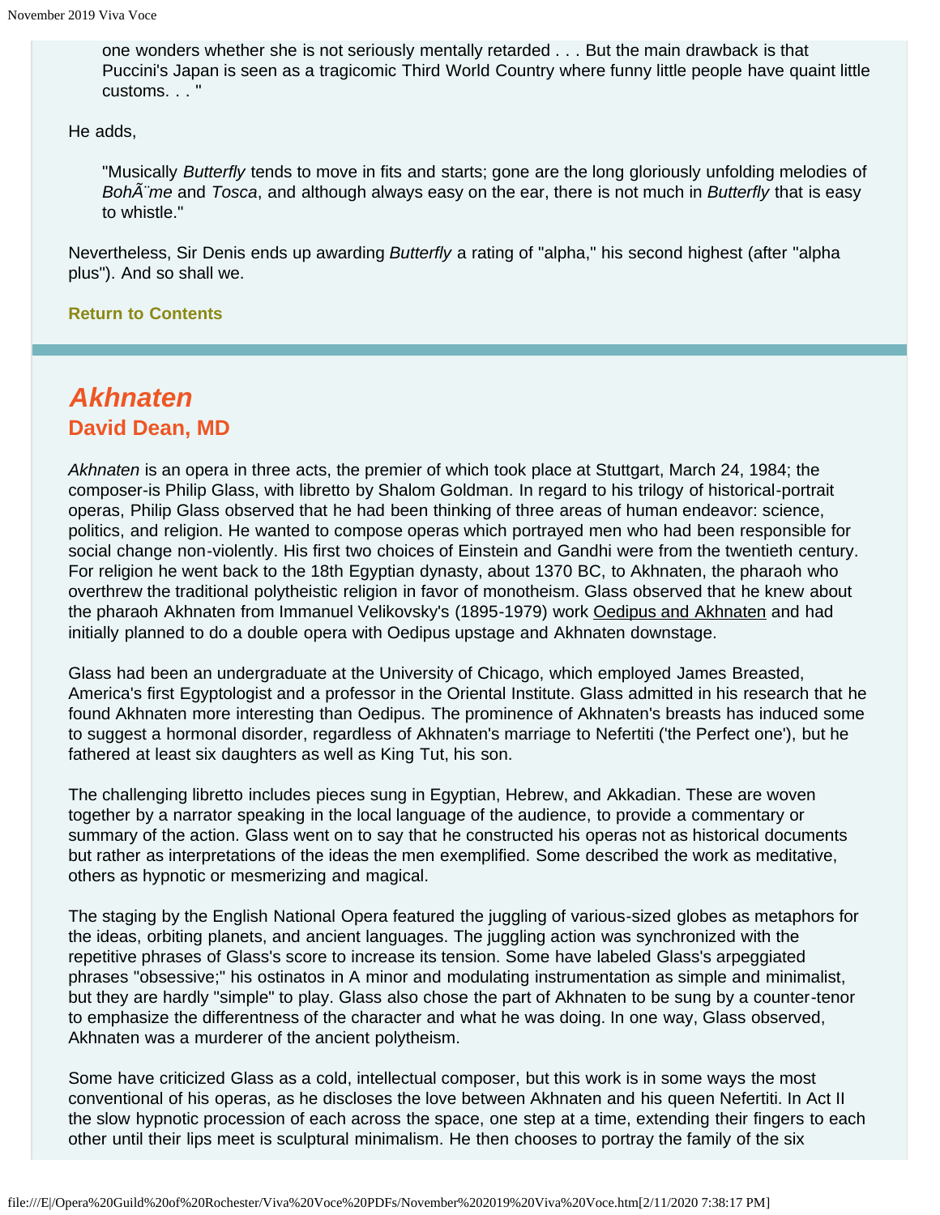> one wonders whether she is not seriously mentally retarded . . . But the main drawback is that Puccini's Japan is seen as a tragicomic Third World Country where funny little people have quaint little customs. . . "

He adds,

> "Musically *Butterfly* tends to move in fits and starts; gone are the long gloriously unfolding melodies of *BohÃ¨me* and *Tosca*, and although always easy on the ear, there is not much in *Butterfly* that is easy to whistle."

Nevertheless, Sir Denis ends up awarding *Butterfly* a rating of "alpha," his second highest (after "alpha plus"). And so shall we.

**Return to Contents**

---

## *Akhnaten*

### David Dean, MD

*Akhnaten* is an opera in three acts, the premier of which took place at Stuttgart, March 24, 1984; the composer-is Philip Glass, with libretto by Shalom Goldman. In regard to his trilogy of historical-portrait operas, Philip Glass observed that he had been thinking of three areas of human endeavor: science, politics, and religion. He wanted to compose operas which portrayed men who had been responsible for social change non-violently. His first two choices of Einstein and Gandhi were from the twentieth century. For religion he went back to the 18th Egyptian dynasty, about 1370 BC, to Akhnaten, the pharaoh who overthrew the traditional polytheistic religion in favor of monotheism. Glass observed that he knew about the pharaoh Akhnaten from Immanuel Velikovsky's (1895-1979) work Oedipus and Akhnaten and had initially planned to do a double opera with Oedipus upstage and Akhnaten downstage.

Glass had been an undergraduate at the University of Chicago, which employed James Breasted, America's first Egyptologist and a professor in the Oriental Institute. Glass admitted in his research that he found Akhnaten more interesting than Oedipus. The prominence of Akhnaten's breasts has induced some to suggest a hormonal disorder, regardless of Akhnaten's marriage to Nefertiti ('the Perfect one'), but he fathered at least six daughters as well as King Tut, his son.

The challenging libretto includes pieces sung in Egyptian, Hebrew, and Akkadian. These are woven together by a narrator speaking in the local language of the audience, to provide a commentary or summary of the action. Glass went on to say that he constructed his operas not as historical documents but rather as interpretations of the ideas the men exemplified. Some described the work as meditative, others as hypnotic or mesmerizing and magical.

The staging by the English National Opera featured the juggling of various-sized globes as metaphors for the ideas, orbiting planets, and ancient languages. The juggling action was synchronized with the repetitive phrases of Glass's score to increase its tension. Some have labeled Glass's arpeggiated phrases "obsessive;" his ostinatos in A minor and modulating instrumentation as simple and minimalist, but they are hardly "simple" to play. Glass also chose the part of Akhnaten to be sung by a counter-tenor to emphasize the differentness of the character and what he was doing. In one way, Glass observed, Akhnaten was a murderer of the ancient polytheism.

Some have criticized Glass as a cold, intellectual composer, but this work is in some ways the most conventional of his operas, as he discloses the love between Akhnaten and his queen Nefertiti. In Act II the slow hypnotic procession of each across the space, one step at a time, extending their fingers to each other until their lips meet is sculptural minimalism. He then chooses to portray the family of the six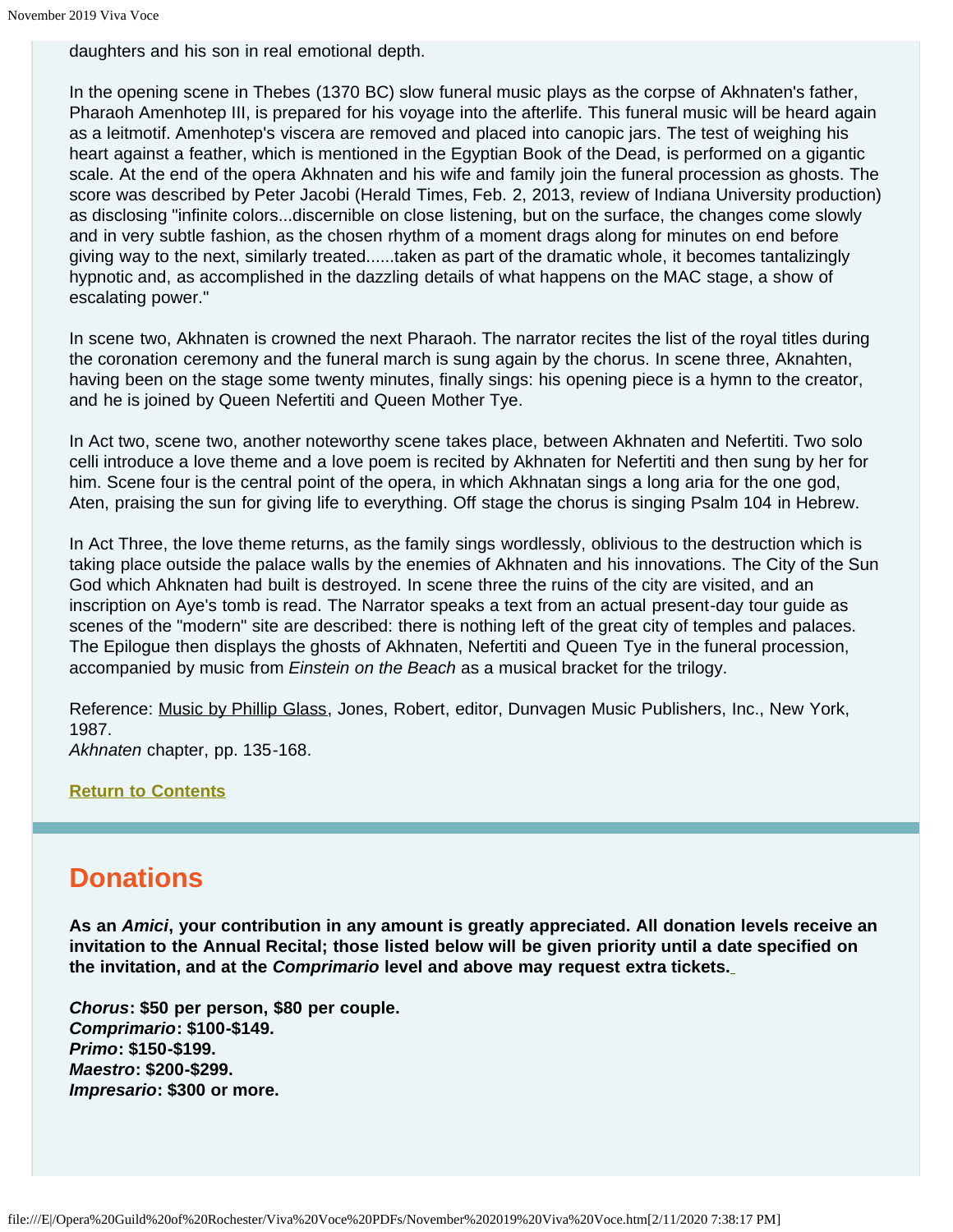daughters and his son in real emotional depth.

In the opening scene in Thebes (1370 BC) slow funeral music plays as the corpse of Akhnaten's father, Pharaoh Amenhotep III, is prepared for his voyage into the afterlife. This funeral music will be heard again as a leitmotif. Amenhotep's viscera are removed and placed into canopic jars. The test of weighing his heart against a feather, which is mentioned in the Egyptian Book of the Dead, is performed on a gigantic scale. At the end of the opera Akhnaten and his wife and family join the funeral procession as ghosts. The score was described by Peter Jacobi (Herald Times, Feb. 2, 2013, review of Indiana University production) as disclosing "infinite colors...discernible on close listening, but on the surface, the changes come slowly and in very subtle fashion, as the chosen rhythm of a moment drags along for minutes on end before giving way to the next, similarly treated......taken as part of the dramatic whole, it becomes tantalizingly hypnotic and, as accomplished in the dazzling details of what happens on the MAC stage, a show of escalating power."

In scene two, Akhnaten is crowned the next Pharaoh. The narrator recites the list of the royal titles during the coronation ceremony and the funeral march is sung again by the chorus. In scene three, Aknahten, having been on the stage some twenty minutes, finally sings: his opening piece is a hymn to the creator, and he is joined by Queen Nefertiti and Queen Mother Tye.

In Act two, scene two, another noteworthy scene takes place, between Akhnaten and Nefertiti. Two solo celli introduce a love theme and a love poem is recited by Akhnaten for Nefertiti and then sung by her for him. Scene four is the central point of the opera, in which Akhnatan sings a long aria for the one god, Aten, praising the sun for giving life to everything. Off stage the chorus is singing Psalm 104 in Hebrew.

In Act Three, the love theme returns, as the family sings wordlessly, oblivious to the destruction which is taking place outside the palace walls by the enemies of Akhnaten and his innovations. The City of the Sun God which Ahknaten had built is destroyed. In scene three the ruins of the city are visited, and an inscription on Aye's tomb is read. The Narrator speaks a text from an actual present-day tour guide as scenes of the "modern" site are described: there is nothing left of the great city of temples and palaces. The Epilogue then displays the ghosts of Akhnaten, Nefertiti and Queen Tye in the funeral procession, accompanied by music from *Einstein on the Beach* as a musical bracket for the trilogy.

Reference: Music by Phillip Glass, Jones, Robert, editor, Dunvagen Music Publishers, Inc., New York, 1987.
*Akhnaten* chapter, pp. 135-168.

**Return to Contents**

## Donations

**As an *Amici*, your contribution in any amount is greatly appreciated. All donation levels receive an invitation to the Annual Recital; those listed below will be given priority until a date specified on the invitation, and at the *Comprimario* level and above may request extra tickets.**

***Chorus*: $50 per person, $80 per couple.**
***Comprimario*: $100-$149.**
***Primo*: $150-$199.**
***Maestro*: $200-$299.**
***Impresario*: $300 or more.**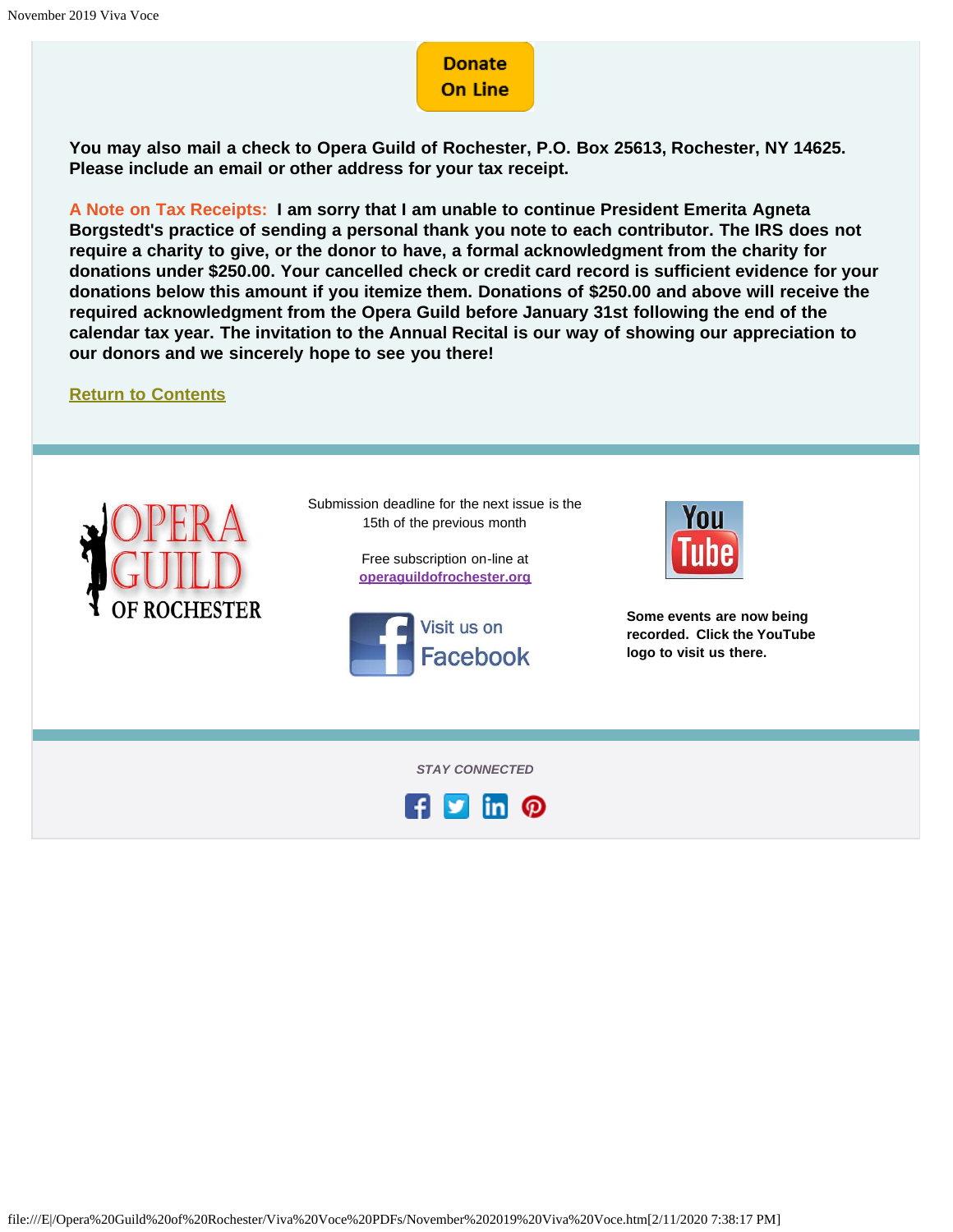**Donate On Line**

**You may also mail a check to Opera Guild of Rochester, P.O. Box 25613, Rochester, NY 14625. Please include an email or other address for your tax receipt.**

**A Note on Tax Receipts: I am sorry that I am unable to continue President Emerita Agneta Borgstedt's practice of sending a personal thank you note to each contributor. The IRS does not require a charity to give, or the donor to have, a formal acknowledgment from the charity for donations under $250.00. Your cancelled check or credit card record is sufficient evidence for your donations below this amount if you itemize them. Donations of $250.00 and above will receive the required acknowledgment from the Opera Guild before January 31st following the end of the calendar tax year. The invitation to the Annual Recital is our way of showing our appreciation to our donors and we sincerely hope to see you there!**

**Return to Contents**

OPERA GUILD OF ROCHESTER

Submission deadline for the next issue is the 15th of the previous month

Free subscription on-line at operaguildofrochester.org

Visit us on Facebook

**Some events are now being recorded. Click the YouTube logo to visit us there.**

*STAY CONNECTED*